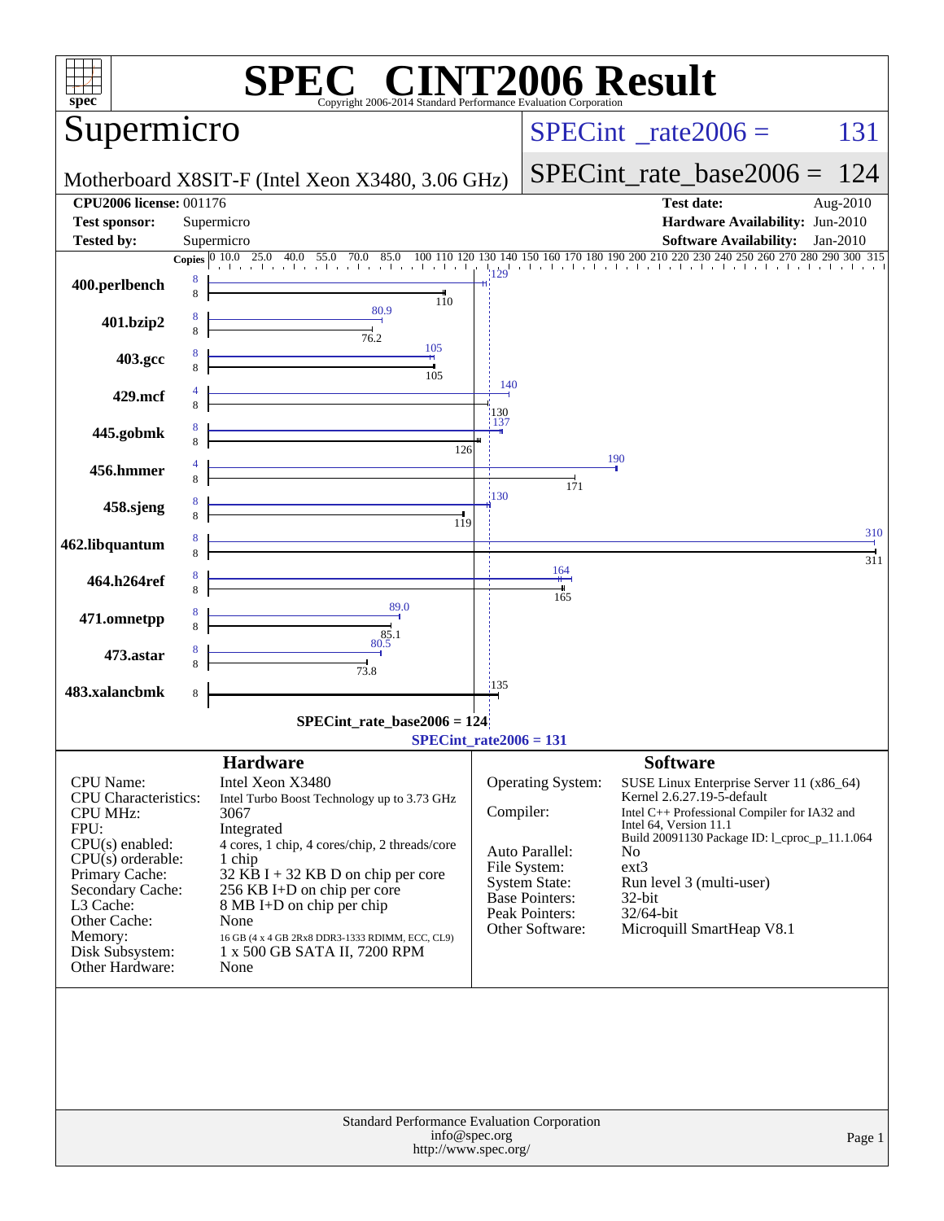# SPEC CINT2006 Result

Copyright 2006-2014 Standard Performance Evaluation Corporation

## Supermicro

Motherboard X8SIT-F (Intel Xeon X3480, 3.06 GHz)

SPECint_rate2006 = 131

SPECint_rate_base2006 = 124

| | | | |
|---|---|---|---|
| **CPU2006 license:** | 001176 | **Test date:** | Aug-2010 |
| **Test sponsor:** | Supermicro | **Hardware Availability:** | Jun-2010 |
| **Tested by:** | Supermicro | **Software Availability:** | Jan-2010 |

| Benchmark | Copies (peak) | Peak | Copies (base) | Base |
|---|---|---|---|---|
| 400.perlbench | 8 | 129 | 8 | 110 |
| 401.bzip2 | 8 | 80.9 | 8 | 76.2 |
| 403.gcc | 8 | 105 | 8 | 105 |
| 429.mcf | 4 | 140 | 8 | 130 |
| 445.gobmk | 8 | 137 | 8 | 126 |
| 456.hmmer | 4 | 190 | 8 | 171 |
| 458.sjeng | 8 | 130 | 8 | 119 |
| 462.libquantum | 8 | 310 | 8 | 311 |
| 464.h264ref | 8 | 164 | 8 | 165 |
| 471.omnetpp | 8 | 89.0 | 8 | 85.1 |
| 473.astar | 8 | 80.5 | 8 | 73.8 |
| 483.xalancbmk | 8 | 135 | 8 | 135 |

SPECint_rate_base2006 = 124

SPECint_rate2006 = 131

## Hardware

| | |
|---|---|
| CPU Name: | Intel Xeon X3480 |
| CPU Characteristics: | Intel Turbo Boost Technology up to 3.73 GHz |
| CPU MHz: | 3067 |
| FPU: | Integrated |
| CPU(s) enabled: | 4 cores, 1 chip, 4 cores/chip, 2 threads/core |
| CPU(s) orderable: | 1 chip |
| Primary Cache: | 32 KB I + 32 KB D on chip per core |
| Secondary Cache: | 256 KB I+D on chip per core |
| L3 Cache: | 8 MB I+D on chip per chip |
| Other Cache: | None |
| Memory: | 16 GB (4 x 4 GB 2Rx8 DDR3-1333 RDIMM, ECC, CL9) |
| Disk Subsystem: | 1 x 500 GB SATA II, 7200 RPM |
| Other Hardware: | None |

## Software

| | |
|---|---|
| Operating System: | SUSE Linux Enterprise Server 11 (x86_64) Kernel 2.6.27.19-5-default |
| Compiler: | Intel C++ Professional Compiler for IA32 and Intel 64, Version 11.1 Build 20091130 Package ID: l_cproc_p_11.1.064 |
| Auto Parallel: | No |
| File System: | ext3 |
| System State: | Run level 3 (multi-user) |
| Base Pointers: | 32-bit |
| Peak Pointers: | 32/64-bit |
| Other Software: | Microquill SmartHeap V8.1 |

Standard Performance Evaluation Corporation
info@spec.org
http://www.spec.org/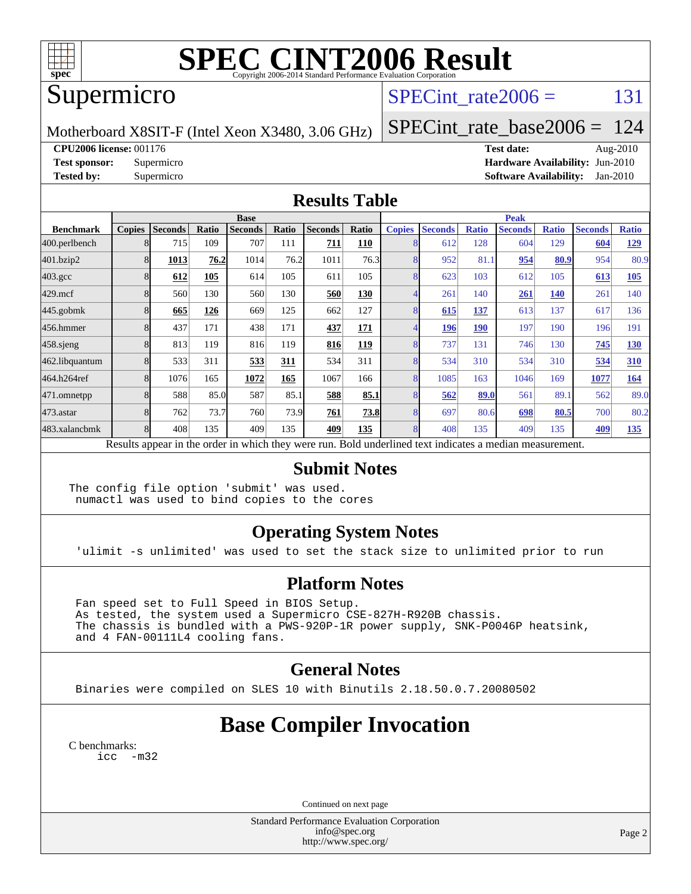# SPEC CINT2006 Result

Copyright 2006-2014 Standard Performance Evaluation Corporation

## Supermicro

Motherboard X8SIT-F (Intel Xeon X3480, 3.06 GHz)

SPECint_rate2006 = 131

SPECint_rate_base2006 = 124

**CPU2006 license:** 001176
**Test sponsor:** Supermicro
**Tested by:** Supermicro

**Test date:** Aug-2010
**Hardware Availability:** Jun-2010
**Software Availability:** Jan-2010

## Results Table

| Benchmark | Base | | | | | | | Peak | | | | | | |
|---|---|---|---|---|---|---|---|---|---|---|---|---|---|---|
| | Copies | Seconds | Ratio | Seconds | Ratio | Seconds | Ratio | Copies | Seconds | Ratio | Seconds | Ratio | Seconds | Ratio |
| 400.perlbench | 8 | 715 | 109 | 707 | 111 | **711** | **110** | 8 | 612 | 128 | 604 | 129 | **604** | **129** |
| 401.bzip2 | 8 | **1013** | **76.2** | 1014 | 76.2 | 1011 | 76.3 | 8 | 952 | 81.1 | **954** | **80.9** | 954 | 80.9 |
| 403.gcc | 8 | **612** | **105** | 614 | 105 | 611 | 105 | 8 | 623 | 103 | 612 | 105 | **613** | **105** |
| 429.mcf | 8 | 560 | 130 | 560 | 130 | **560** | **130** | 4 | 261 | 140 | **261** | **140** | 261 | 140 |
| 445.gobmk | 8 | **665** | **126** | 669 | 125 | 662 | 127 | 8 | **615** | **137** | 613 | 137 | 617 | 136 |
| 456.hmmer | 8 | 437 | 171 | 438 | 171 | **437** | **171** | 4 | **196** | **190** | 197 | 190 | 196 | 191 |
| 458.sjeng | 8 | 813 | 119 | 816 | 119 | **816** | **119** | 8 | 737 | 131 | 746 | 130 | **745** | **130** |
| 462.libquantum | 8 | 533 | 311 | **533** | **311** | 534 | 311 | 8 | 534 | 310 | 534 | 310 | **534** | **310** |
| 464.h264ref | 8 | 1076 | 165 | **1072** | **165** | 1067 | 166 | 8 | 1085 | 163 | 1046 | 169 | **1077** | **164** |
| 471.omnetpp | 8 | 588 | 85.0 | 587 | 85.1 | **588** | **85.1** | 8 | **562** | **89.0** | 561 | 89.1 | 562 | 89.0 |
| 473.astar | 8 | 762 | 73.7 | 760 | 73.9 | **761** | **73.8** | 8 | 697 | 80.6 | **698** | **80.5** | 700 | 80.2 |
| 483.xalancbmk | 8 | 408 | 135 | 409 | 135 | **409** | **135** | 8 | 408 | 135 | 409 | 135 | **409** | **135** |

Results appear in the order in which they were run. Bold underlined text indicates a median measurement.

## Submit Notes

```
The config file option 'submit' was used.
 numactl was used to bind copies to the cores
```

## Operating System Notes

```
'ulimit -s unlimited' was used to set the stack size to unlimited prior to run
```

## Platform Notes

```
Fan speed set to Full Speed in BIOS Setup.
As tested, the system used a Supermicro CSE-827H-R920B chassis.
The chassis is bundled with a PWS-920P-1R power supply, SNK-P0046P heatsink,
and 4 FAN-00111L4 cooling fans.
```

## General Notes

```
Binaries were compiled on SLES 10 with Binutils 2.18.50.0.7.20080502
```

# Base Compiler Invocation

C benchmarks:
```
icc  -m32
```

Continued on next page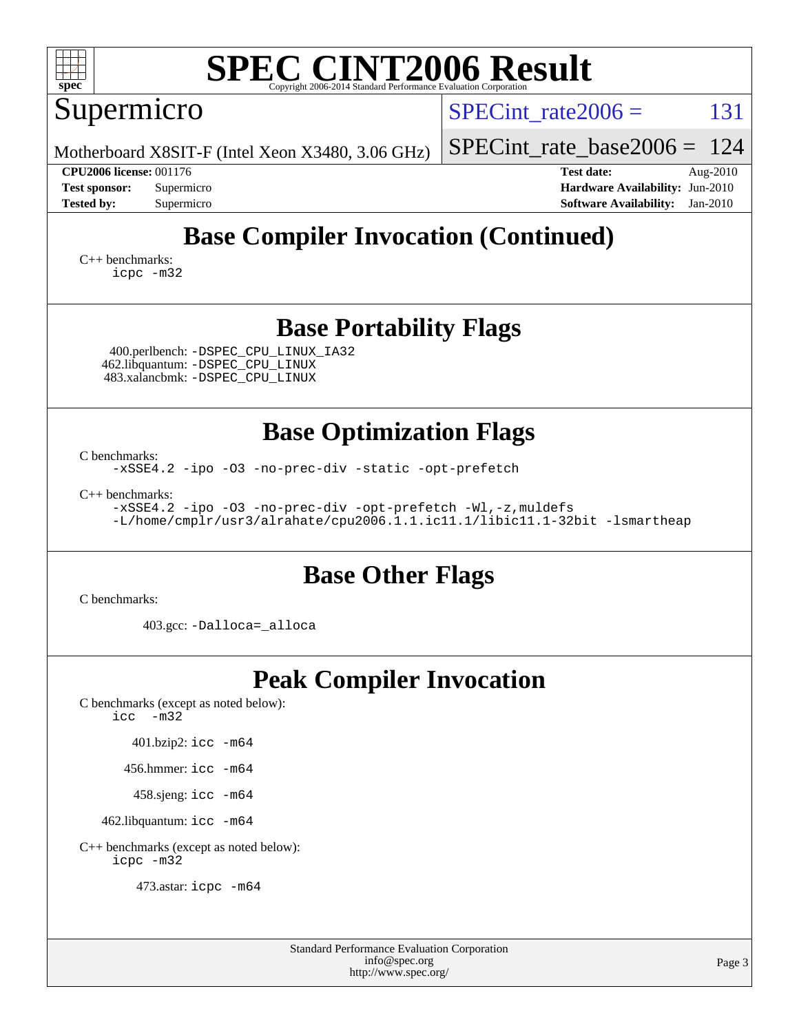# SPEC CINT2006 Result

Copyright 2006-2014 Standard Performance Evaluation Corporation

Supermicro

Motherboard X8SIT-F (Intel Xeon X3480, 3.06 GHz)

SPECint_rate2006 = 131

SPECint_rate_base2006 = 124

| | | | |
|---|---|---|---|
| **CPU2006 license:** 001176 | | **Test date:** | Aug-2010 |
| **Test sponsor:** | Supermicro | **Hardware Availability:** | Jun-2010 |
| **Tested by:** | Supermicro | **Software Availability:** | Jan-2010 |

## Base Compiler Invocation (Continued)

C++ benchmarks:
```
icpc -m32
```

## Base Portability Flags

400.perlbench: `-DSPEC_CPU_LINUX_IA32`
462.libquantum: `-DSPEC_CPU_LINUX`
483.xalancbmk: `-DSPEC_CPU_LINUX`

## Base Optimization Flags

C benchmarks:
```
-xSSE4.2 -ipo -O3 -no-prec-div -static -opt-prefetch
```

C++ benchmarks:
```
-xSSE4.2 -ipo -O3 -no-prec-div -opt-prefetch -Wl,-z,muldefs
-L/home/cmplr/usr3/alrahate/cpu2006.1.1.ic11.1/libic11.1-32bit -lsmartheap
```

## Base Other Flags

C benchmarks:

403.gcc: `-Dalloca=_alloca`

## Peak Compiler Invocation

C benchmarks (except as noted below):
```
icc -m32
```

401.bzip2: `icc -m64`

456.hmmer: `icc -m64`

458.sjeng: `icc -m64`

462.libquantum: `icc -m64`

C++ benchmarks (except as noted below):
```
icpc -m32
```

473.astar: `icpc -m64`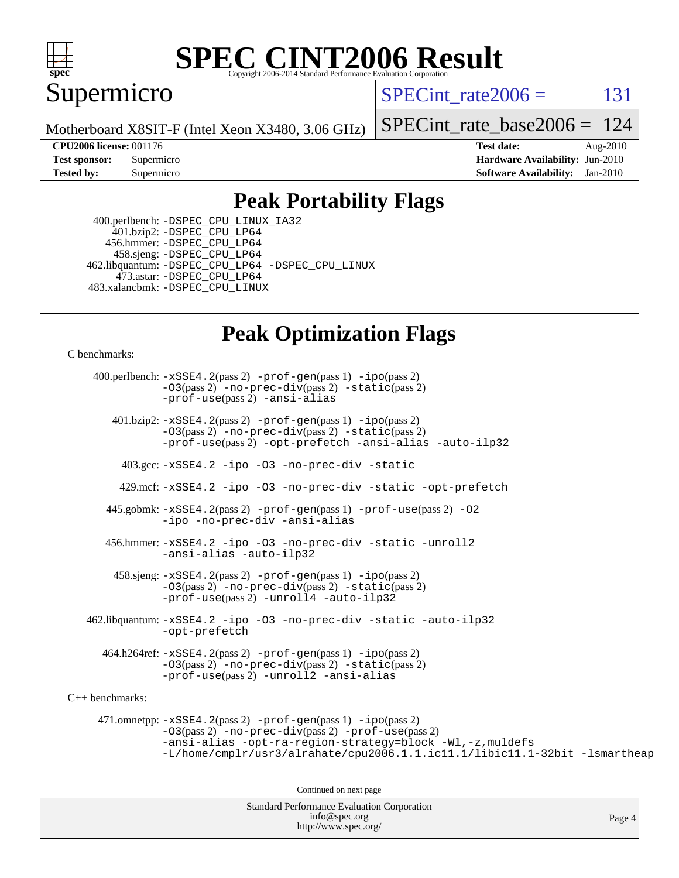# SPEC CINT2006 Result

Copyright 2006-2014 Standard Performance Evaluation Corporation

**Supermicro**

Motherboard X8SIT-F (Intel Xeon X3480, 3.06 GHz)

SPECint_rate2006 = 131

SPECint_rate_base2006 = 124

**CPU2006 license:** 001176
**Test sponsor:** Supermicro
**Tested by:** Supermicro

**Test date:** Aug-2010
**Hardware Availability:** Jun-2010
**Software Availability:** Jan-2010

## Peak Portability Flags

400.perlbench: -DSPEC_CPU_LINUX_IA32
401.bzip2: -DSPEC_CPU_LP64
456.hmmer: -DSPEC_CPU_LP64
458.sjeng: -DSPEC_CPU_LP64
462.libquantum: -DSPEC_CPU_LP64 -DSPEC_CPU_LINUX
473.astar: -DSPEC_CPU_LP64
483.xalancbmk: -DSPEC_CPU_LINUX

## Peak Optimization Flags

C benchmarks:

400.perlbench: -xSSE4.2(pass 2) -prof-gen(pass 1) -ipo(pass 2) -O3(pass 2) -no-prec-div(pass 2) -static(pass 2) -prof-use(pass 2) -ansi-alias

401.bzip2: -xSSE4.2(pass 2) -prof-gen(pass 1) -ipo(pass 2) -O3(pass 2) -no-prec-div(pass 2) -static(pass 2) -prof-use(pass 2) -opt-prefetch -ansi-alias -auto-ilp32

403.gcc: -xSSE4.2 -ipo -O3 -no-prec-div -static

429.mcf: -xSSE4.2 -ipo -O3 -no-prec-div -static -opt-prefetch

445.gobmk: -xSSE4.2(pass 2) -prof-gen(pass 1) -prof-use(pass 2) -O2 -ipo -no-prec-div -ansi-alias

456.hmmer: -xSSE4.2 -ipo -O3 -no-prec-div -static -unroll2 -ansi-alias -auto-ilp32

458.sjeng: -xSSE4.2(pass 2) -prof-gen(pass 1) -ipo(pass 2) -O3(pass 2) -no-prec-div(pass 2) -static(pass 2) -prof-use(pass 2) -unroll4 -auto-ilp32

462.libquantum: -xSSE4.2 -ipo -O3 -no-prec-div -static -auto-ilp32 -opt-prefetch

464.h264ref: -xSSE4.2(pass 2) -prof-gen(pass 1) -ipo(pass 2) -O3(pass 2) -no-prec-div(pass 2) -static(pass 2) -prof-use(pass 2) -unroll2 -ansi-alias

C++ benchmarks:

471.omnetpp: -xSSE4.2(pass 2) -prof-gen(pass 1) -ipo(pass 2) -O3(pass 2) -no-prec-div(pass 2) -prof-use(pass 2) -ansi-alias -opt-ra-region-strategy=block -Wl,-z,muldefs -L/home/cmplr/usr3/alrahate/cpu2006.1.1.ic11.1/libic11.1-32bit -lsmartheap

Continued on next page

Standard Performance Evaluation Corporation
info@spec.org
http://www.spec.org/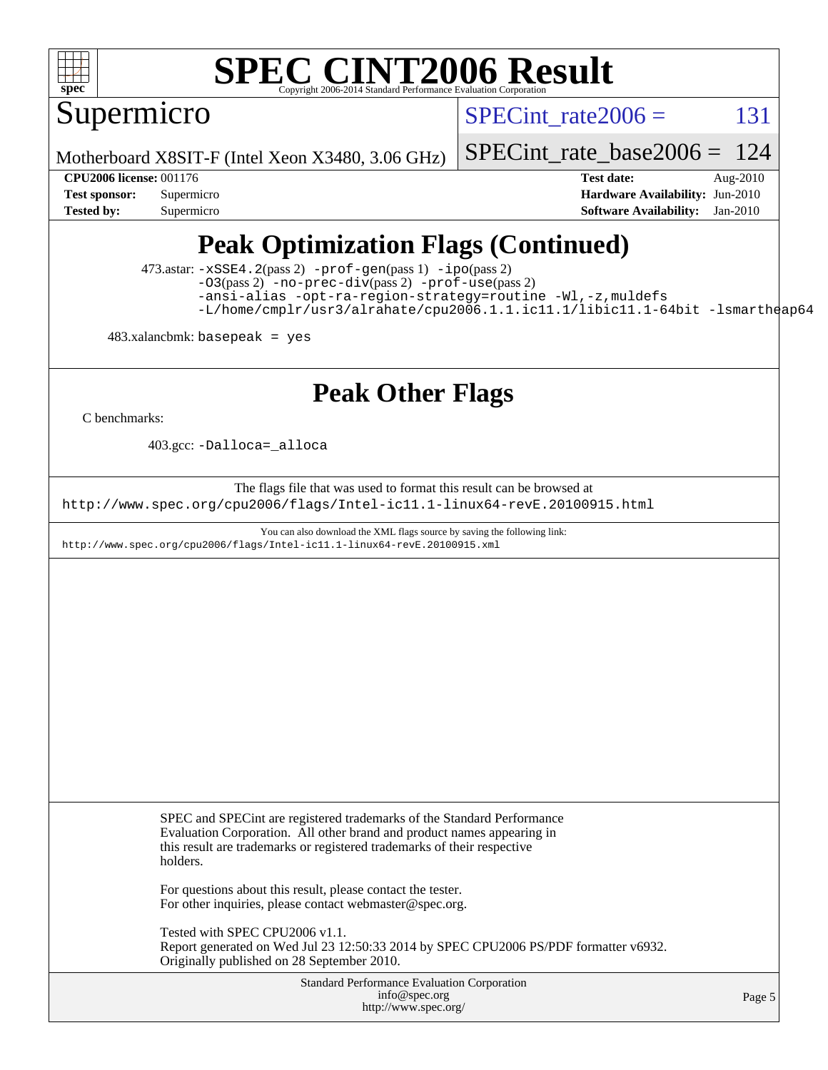# Peak Optimization Flags (Continued)

473.astar: `-xSSE4.2`(pass 2) `-prof-gen`(pass 1) `-ipo`(pass 2) `-O3`(pass 2) `-no-prec-div`(pass 2) `-prof-use`(pass 2) `-ansi-alias` `-opt-ra-region-strategy=routine` `-Wl,-z,muldefs` `-L/home/cmplr/usr3/alrahate/cpu2006.1.1.ic11.1/libic11.1-64bit` `-lsmartheap64`

483.xalancbmk: `basepeak = yes`

# Peak Other Flags

C benchmarks:

403.gcc: `-Dalloca=_alloca`

The flags file that was used to format this result can be browsed at
http://www.spec.org/cpu2006/flags/Intel-ic11.1-linux64-revE.20100915.html

You can also download the XML flags source by saving the following link:
http://www.spec.org/cpu2006/flags/Intel-ic11.1-linux64-revE.20100915.xml

SPEC and SPECint are registered trademarks of the Standard Performance Evaluation Corporation. All other brand and product names appearing in this result are trademarks or registered trademarks of their respective holders.

For questions about this result, please contact the tester.
For other inquiries, please contact webmaster@spec.org.

Tested with SPEC CPU2006 v1.1.
Report generated on Wed Jul 23 12:50:33 2014 by SPEC CPU2006 PS/PDF formatter v6932.
Originally published on 28 September 2010.